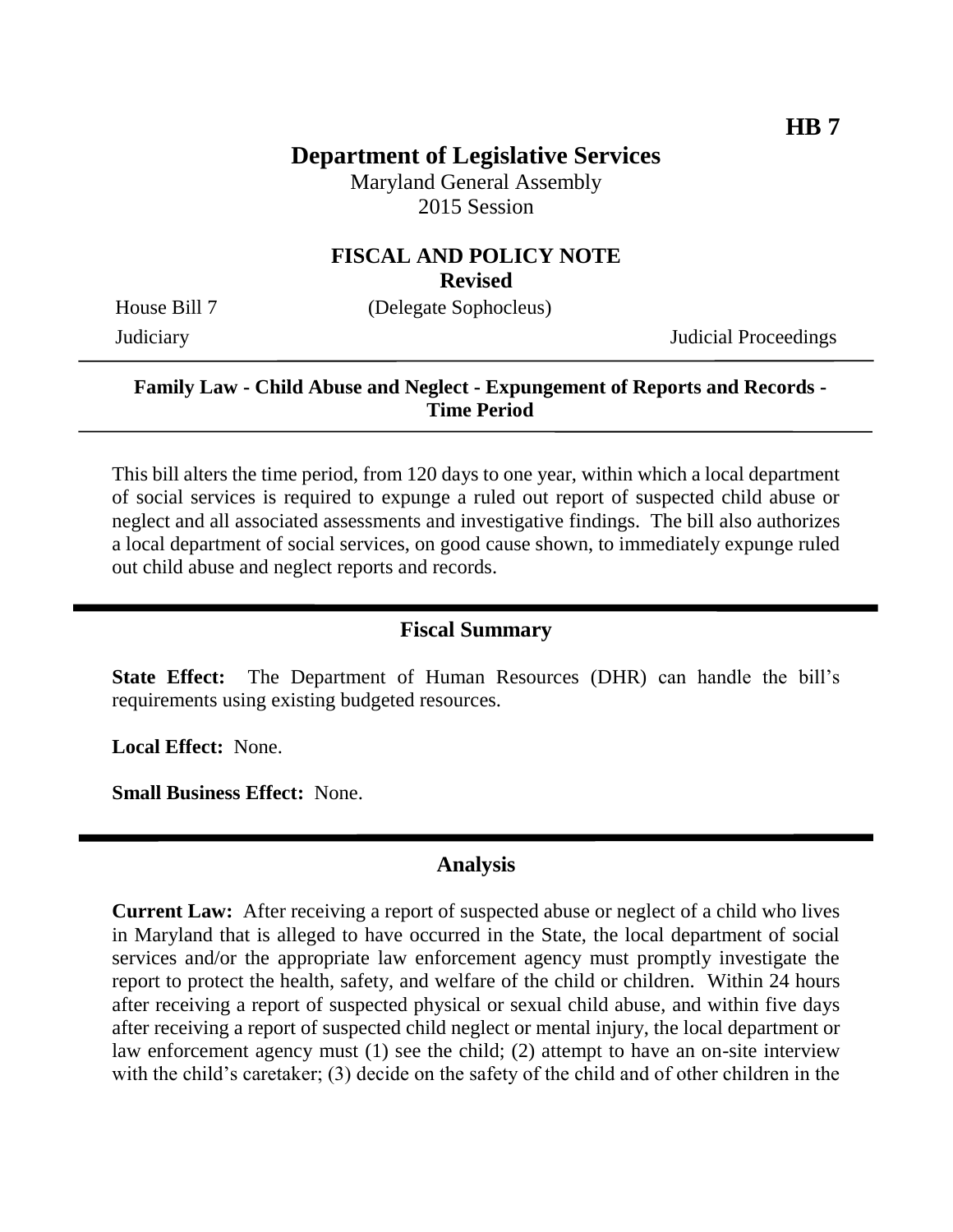**HB 7**

# Department of Legislative Services

Maryland General Assembly
2015 Session

## FISCAL AND POLICY NOTE
**Revised**

House Bill 7 (Delegate Sophocleus)
Judiciary Judicial Proceedings

---

**Family Law - Child Abuse and Neglect - Expungement of Reports and Records - Time Period**

---

This bill alters the time period, from 120 days to one year, within which a local department of social services is required to expunge a ruled out report of suspected child abuse or neglect and all associated assessments and investigative findings. The bill also authorizes a local department of social services, on good cause shown, to immediately expunge ruled out child abuse and neglect reports and records.

## Fiscal Summary

**State Effect:** The Department of Human Resources (DHR) can handle the bill's requirements using existing budgeted resources.

**Local Effect:** None.

**Small Business Effect:** None.

## Analysis

**Current Law:** After receiving a report of suspected abuse or neglect of a child who lives in Maryland that is alleged to have occurred in the State, the local department of social services and/or the appropriate law enforcement agency must promptly investigate the report to protect the health, safety, and welfare of the child or children. Within 24 hours after receiving a report of suspected physical or sexual child abuse, and within five days after receiving a report of suspected child neglect or mental injury, the local department or law enforcement agency must (1) see the child; (2) attempt to have an on-site interview with the child's caretaker; (3) decide on the safety of the child and of other children in the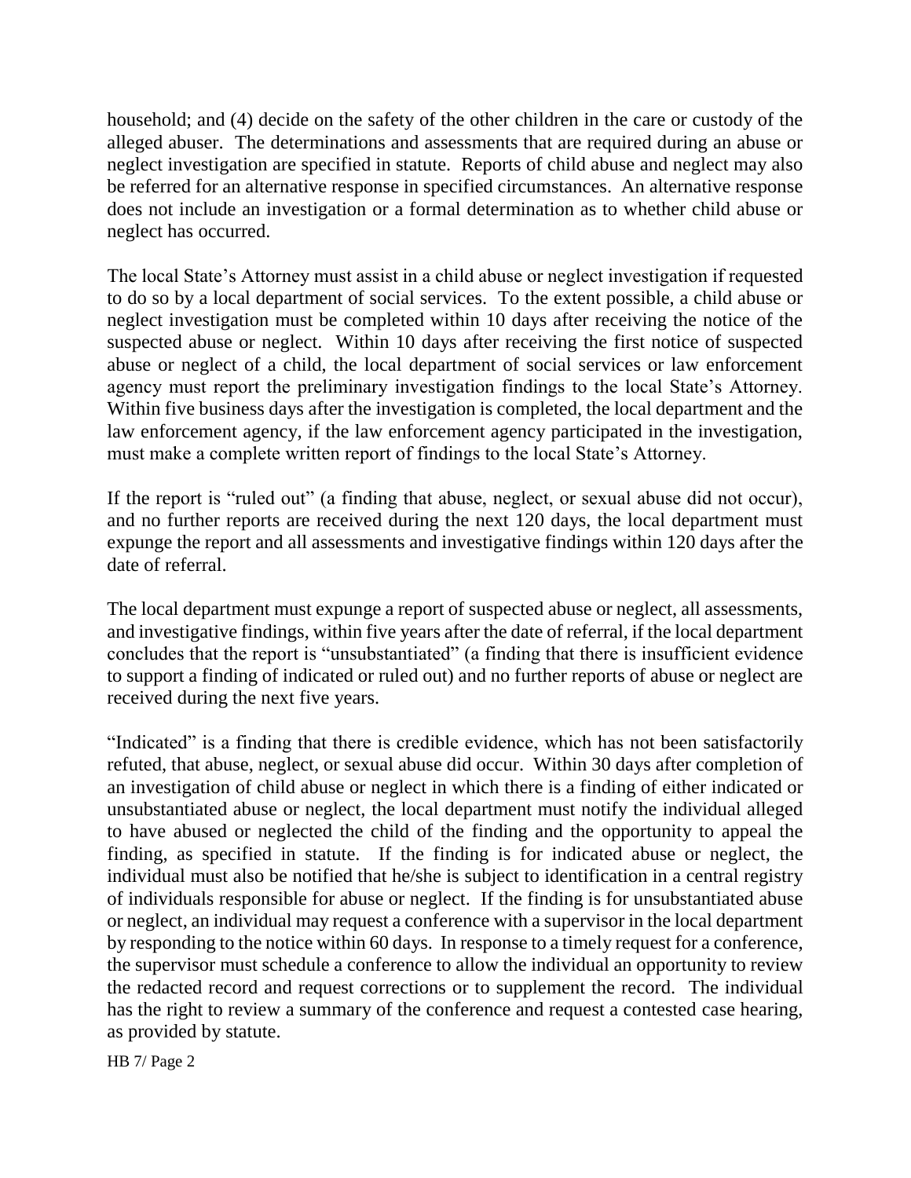household; and (4) decide on the safety of the other children in the care or custody of the alleged abuser. The determinations and assessments that are required during an abuse or neglect investigation are specified in statute. Reports of child abuse and neglect may also be referred for an alternative response in specified circumstances. An alternative response does not include an investigation or a formal determination as to whether child abuse or neglect has occurred.

The local State's Attorney must assist in a child abuse or neglect investigation if requested to do so by a local department of social services. To the extent possible, a child abuse or neglect investigation must be completed within 10 days after receiving the notice of the suspected abuse or neglect. Within 10 days after receiving the first notice of suspected abuse or neglect of a child, the local department of social services or law enforcement agency must report the preliminary investigation findings to the local State's Attorney. Within five business days after the investigation is completed, the local department and the law enforcement agency, if the law enforcement agency participated in the investigation, must make a complete written report of findings to the local State's Attorney.

If the report is "ruled out" (a finding that abuse, neglect, or sexual abuse did not occur), and no further reports are received during the next 120 days, the local department must expunge the report and all assessments and investigative findings within 120 days after the date of referral.

The local department must expunge a report of suspected abuse or neglect, all assessments, and investigative findings, within five years after the date of referral, if the local department concludes that the report is "unsubstantiated" (a finding that there is insufficient evidence to support a finding of indicated or ruled out) and no further reports of abuse or neglect are received during the next five years.

"Indicated" is a finding that there is credible evidence, which has not been satisfactorily refuted, that abuse, neglect, or sexual abuse did occur. Within 30 days after completion of an investigation of child abuse or neglect in which there is a finding of either indicated or unsubstantiated abuse or neglect, the local department must notify the individual alleged to have abused or neglected the child of the finding and the opportunity to appeal the finding, as specified in statute. If the finding is for indicated abuse or neglect, the individual must also be notified that he/she is subject to identification in a central registry of individuals responsible for abuse or neglect. If the finding is for unsubstantiated abuse or neglect, an individual may request a conference with a supervisor in the local department by responding to the notice within 60 days. In response to a timely request for a conference, the supervisor must schedule a conference to allow the individual an opportunity to review the redacted record and request corrections or to supplement the record. The individual has the right to review a summary of the conference and request a contested case hearing, as provided by statute.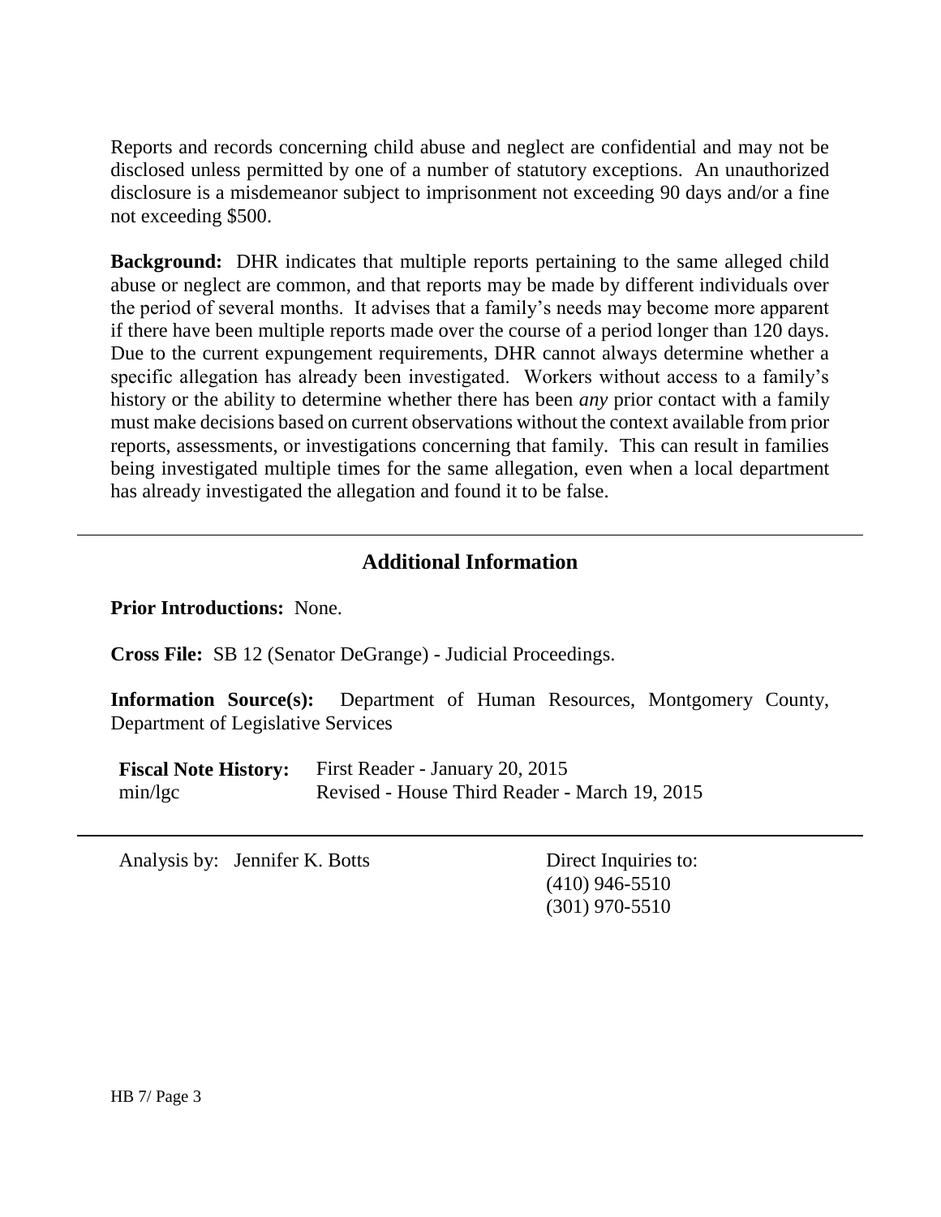Reports and records concerning child abuse and neglect are confidential and may not be disclosed unless permitted by one of a number of statutory exceptions. An unauthorized disclosure is a misdemeanor subject to imprisonment not exceeding 90 days and/or a fine not exceeding $500.

**Background:** DHR indicates that multiple reports pertaining to the same alleged child abuse or neglect are common, and that reports may be made by different individuals over the period of several months. It advises that a family's needs may become more apparent if there have been multiple reports made over the course of a period longer than 120 days. Due to the current expungement requirements, DHR cannot always determine whether a specific allegation has already been investigated. Workers without access to a family's history or the ability to determine whether there has been *any* prior contact with a family must make decisions based on current observations without the context available from prior reports, assessments, or investigations concerning that family. This can result in families being investigated multiple times for the same allegation, even when a local department has already investigated the allegation and found it to be false.

---

## Additional Information

**Prior Introductions:** None.

**Cross File:** SB 12 (Senator DeGrange) - Judicial Proceedings.

**Information Source(s):** Department of Human Resources, Montgomery County, Department of Legislative Services

**Fiscal Note History:** First Reader - January 20, 2015
min/lgc Revised - House Third Reader - March 19, 2015

---

Analysis by: Jennifer K. Botts

Direct Inquiries to:
(410) 946-5510
(301) 970-5510